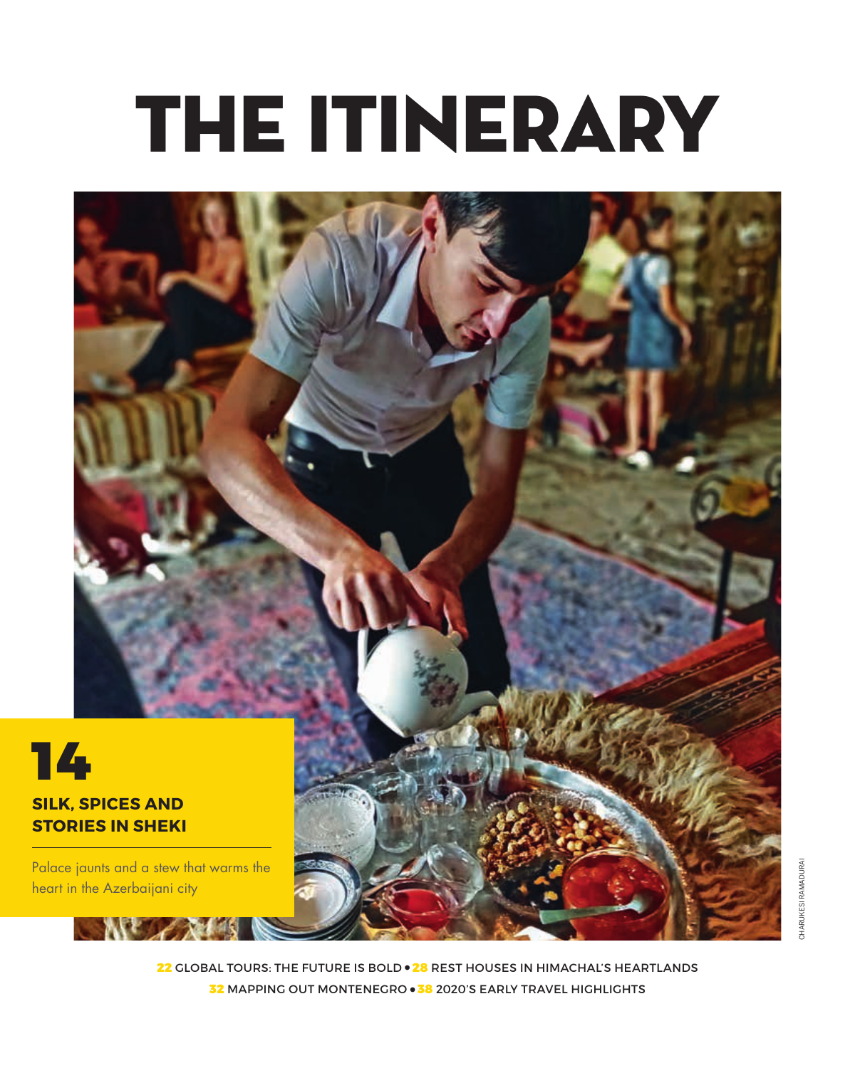# THE ITINERARY

**14**

**SILK, SPICES AND STORIES IN SHEKI**

Palace jaunts and a stew that warms the heart in the Azerbaijani city

CHARUKESI RAMADURAI

**22** GLOBAL TOURS: THE FUTURE IS BOLD • **28** REST HOUSES IN HIMACHAL'S HEARTLANDS
**32** MAPPING OUT MONTENEGRO • **38** 2020'S EARLY TRAVEL HIGHLIGHTS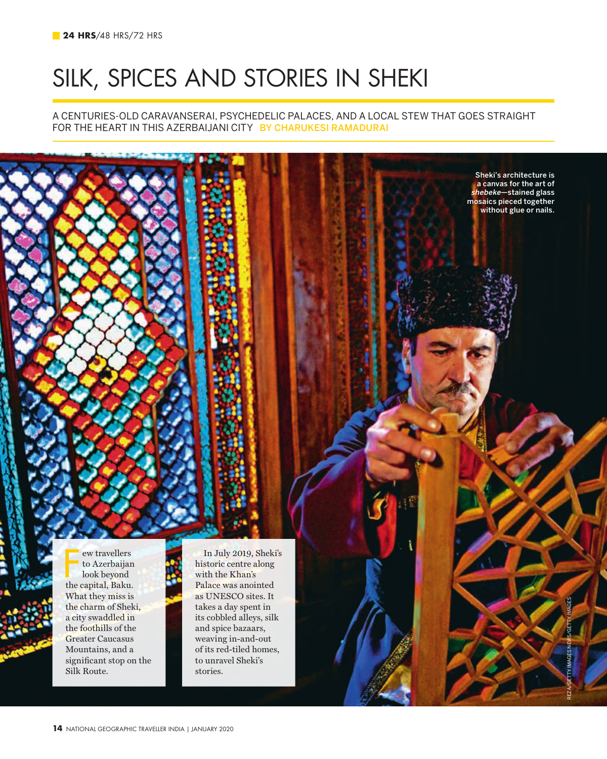**24 HRS**/48 HRS/72 HRS

# SILK, SPICES AND STORIES IN SHEKI

A CENTURIES-OLD CARAVANSERAI, PSYCHEDELIC PALACES, AND A LOCAL STEW THAT GOES STRAIGHT FOR THE HEART IN THIS AZERBAIJANI CITY BY CHARUKESI RAMADURAI

Sheki's architecture is a canvas for the art of *shebeke*—stained glass mosaics pieced together without glue or nails.

REZA/GETTY IMAGES NEWS/GETTY IMAGES

Few travellers to Azerbaijan look beyond the capital, Baku. What they miss is the charm of Sheki, a city swaddled in the foothills of the Greater Caucasus Mountains, and a significant stop on the Silk Route.

In July 2019, Sheki's historic centre along with the Khan's Palace was anointed as UNESCO sites. It takes a day spent in its cobbled alleys, silk and spice bazaars, weaving in-and-out of its red-tiled homes, to unravel Sheki's stories.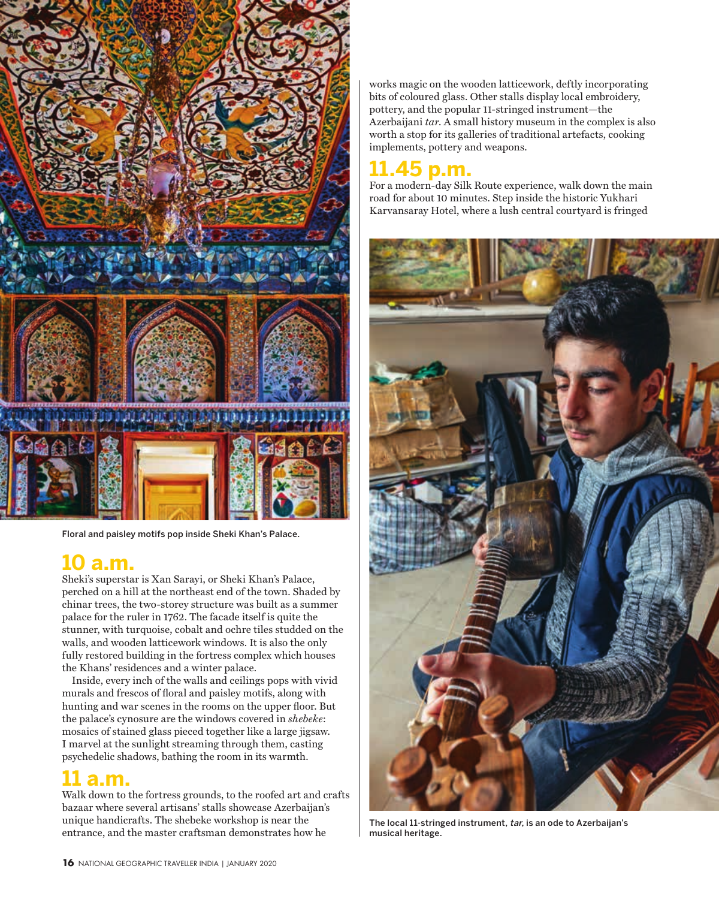Floral and paisley motifs pop inside Sheki Khan's Palace.

## 10 a.m.

Sheki's superstar is Xan Sarayi, or Sheki Khan's Palace, perched on a hill at the northeast end of the town. Shaded by chinar trees, the two-storey structure was built as a summer palace for the ruler in 1762. The facade itself is quite the stunner, with turquoise, cobalt and ochre tiles studded on the walls, and wooden latticework windows. It is also the only fully restored building in the fortress complex which houses the Khans' residences and a winter palace.

Inside, every inch of the walls and ceilings pops with vivid murals and frescos of floral and paisley motifs, along with hunting and war scenes in the rooms on the upper floor. But the palace's cynosure are the windows covered in *shebeke*: mosaics of stained glass pieced together like a large jigsaw. I marvel at the sunlight streaming through them, casting psychedelic shadows, bathing the room in its warmth.

## 11 a.m.

Walk down to the fortress grounds, to the roofed art and crafts bazaar where several artisans' stalls showcase Azerbaijan's unique handicrafts. The shebeke workshop is near the entrance, and the master craftsman demonstrates how he works magic on the wooden latticework, deftly incorporating bits of coloured glass. Other stalls display local embroidery, pottery, and the popular 11-stringed instrument—the Azerbaijani *tar*. A small history museum in the complex is also worth a stop for its galleries of traditional artefacts, cooking implements, pottery and weapons.

## 11.45 p.m.

For a modern-day Silk Route experience, walk down the main road for about 10 minutes. Step inside the historic Yukhari Karvansaray Hotel, where a lush central courtyard is fringed

The local 11-stringed instrument, *tar*, is an ode to Azerbaijan's musical heritage.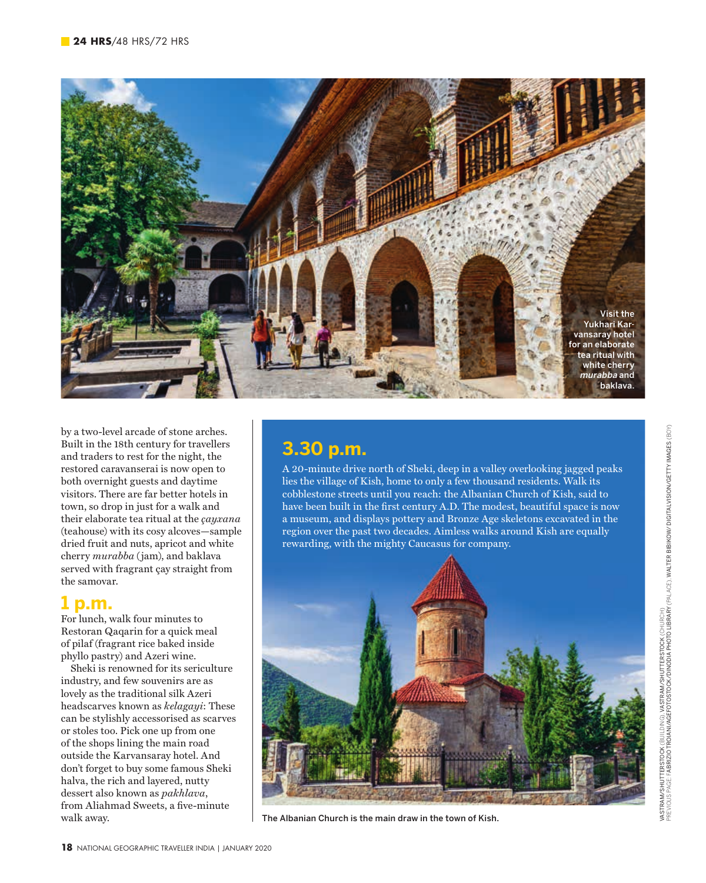Visit the Yukhari Karvansaray hotel for an elaborate tea ritual with white cherry *murabba* and baklava.

by a two-level arcade of stone arches. Built in the 18th century for travellers and traders to rest for the night, the restored caravanserai is now open to both overnight guests and daytime visitors. There are far better hotels in town, so drop in just for a walk and their elaborate tea ritual at the *çayxana* (teahouse) with its cosy alcoves—sample dried fruit and nuts, apricot and white cherry *murabba* (jam), and baklava served with fragrant çay straight from the samovar.

## 1 p.m.

For lunch, walk four minutes to Restoran Qaqarin for a quick meal of pilaf (fragrant rice baked inside phyllo pastry) and Azeri wine.

Sheki is renowned for its sericulture industry, and few souvenirs are as lovely as the traditional silk Azeri headscarves known as *kelagayi*: These can be stylishly accessorised as scarves or stoles too. Pick one up from one of the shops lining the main road outside the Karvansaray hotel. And don't forget to buy some famous Sheki halva, the rich and layered, nutty dessert also known as *pakhlava*, from Aliahmad Sweets, a five-minute walk away.

## 3.30 p.m.

A 20-minute drive north of Sheki, deep in a valley overlooking jagged peaks lies the village of Kish, home to only a few thousand residents. Walk its cobblestone streets until you reach: the Albanian Church of Kish, said to have been built in the first century A.D. The modest, beautiful space is now a museum, and displays pottery and Bronze Age skeletons excavated in the region over the past two decades. Aimless walks around Kish are equally rewarding, with the mighty Caucasus for company.

The Albanian Church is the main draw in the town of Kish.

VASTRAM/SHUTTERSTOCK (BUILDING), VASTRAM/SHUTTERSTOCK (CHURCH)
PREVIOUS PAGE: FABRIZIO TROIANI/AGEFOTOSTOCK/DINODIA PHOTO LIBRARY (PALACE), WALTER BIBIKOW/DIGITALVISION/GETTY IMAGES (BOY)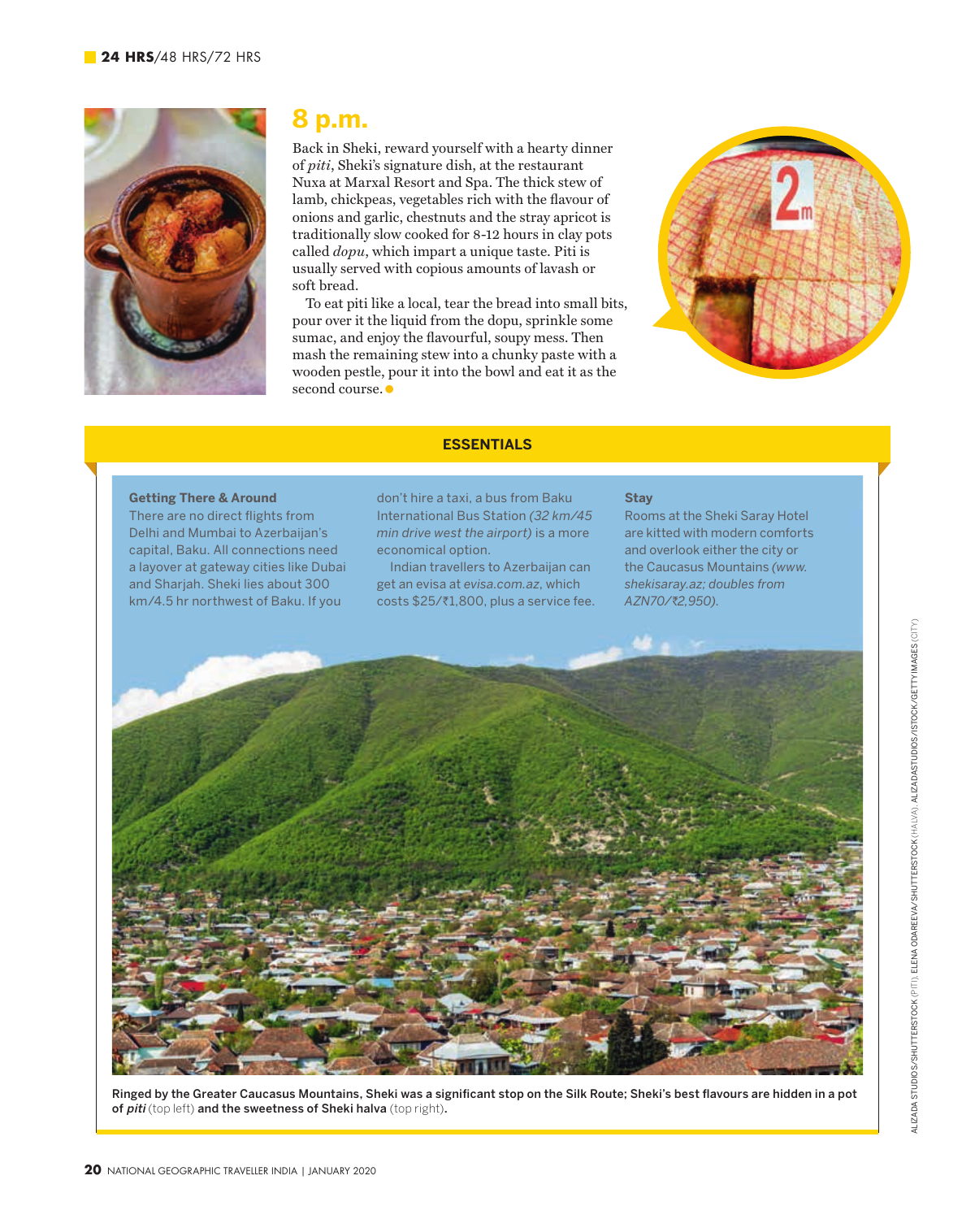## 8 p.m.

Back in Sheki, reward yourself with a hearty dinner of *piti*, Sheki's signature dish, at the restaurant Nuxa at Marxal Resort and Spa. The thick stew of lamb, chickpeas, vegetables rich with the flavour of onions and garlic, chestnuts and the stray apricot is traditionally slow cooked for 8-12 hours in clay pots called *dopu*, which impart a unique taste. Piti is usually served with copious amounts of lavash or soft bread.

To eat piti like a local, tear the bread into small bits, pour over it the liquid from the dopu, sprinkle some sumac, and enjoy the flavourful, soupy mess. Then mash the remaining stew into a chunky paste with a wooden pestle, pour it into the bowl and eat it as the second course.

## ESSENTIALS

**Getting There & Around**
There are no direct flights from Delhi and Mumbai to Azerbaijan's capital, Baku. All connections need a layover at gateway cities like Dubai and Sharjah. Sheki lies about 300 km/4.5 hr northwest of Baku. If you don't hire a taxi, a bus from Baku International Bus Station *(32 km/45 min drive west the airport)* is a more economical option.

Indian travellers to Azerbaijan can get an evisa at *evisa.com.az*, which costs $25/₹1,800, plus a service fee.

**Stay**
Rooms at the Sheki Saray Hotel are kitted with modern comforts and overlook either the city or the Caucasus Mountains *(www.shekisaray.az; doubles from AZN70/₹2,950).*

**Ringed by the Greater Caucasus Mountains, Sheki was a significant stop on the Silk Route; Sheki's best flavours are hidden in a pot of *piti*** (top left) **and the sweetness of Sheki halva** (top right).

ALIZADA STUDIOS/SHUTTERSTOCK (PITI), ELENA ODAREEVA/SHUTTERSTOCK (HALVA), ALIZADASTUDIOS/ISTOCK/GETTYIMAGES (CITY)